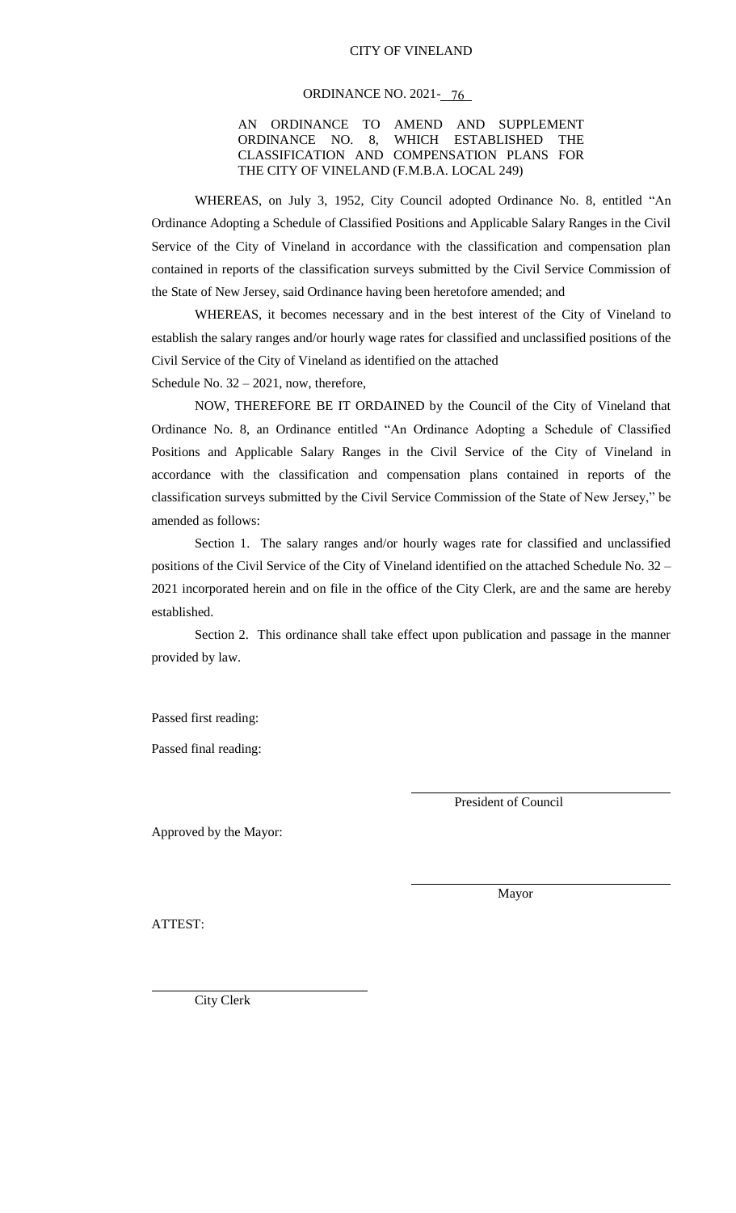CITY OF VINELAND

ORDINANCE NO. 2021- 76

AN ORDINANCE TO AMEND AND SUPPLEMENT ORDINANCE NO. 8, WHICH ESTABLISHED THE CLASSIFICATION AND COMPENSATION PLANS FOR THE CITY OF VINELAND (F.M.B.A. LOCAL 249)

WHEREAS, on July 3, 1952, City Council adopted Ordinance No. 8, entitled "An Ordinance Adopting a Schedule of Classified Positions and Applicable Salary Ranges in the Civil Service of the City of Vineland in accordance with the classification and compensation plan contained in reports of the classification surveys submitted by the Civil Service Commission of the State of New Jersey, said Ordinance having been heretofore amended; and

WHEREAS, it becomes necessary and in the best interest of the City of Vineland to establish the salary ranges and/or hourly wage rates for classified and unclassified positions of the Civil Service of the City of Vineland as identified on the attached
Schedule No. 32 – 2021, now, therefore,

NOW, THEREFORE BE IT ORDAINED by the Council of the City of Vineland that Ordinance No. 8, an Ordinance entitled "An Ordinance Adopting a Schedule of Classified Positions and Applicable Salary Ranges in the Civil Service of the City of Vineland in accordance with the classification and compensation plans contained in reports of the classification surveys submitted by the Civil Service Commission of the State of New Jersey," be amended as follows:

Section 1. The salary ranges and/or hourly wages rate for classified and unclassified positions of the Civil Service of the City of Vineland identified on the attached Schedule No. 32 – 2021 incorporated herein and on file in the office of the City Clerk, are and the same are hereby established.

Section 2. This ordinance shall take effect upon publication and passage in the manner provided by law.

Passed first reading:

Passed final reading:

\_\_\_\_\_\_\_\_\_\_\_\_\_\_\_\_\_\_\_\_\_\_\_\_\_\_\_\_\_\_
President of Council

Approved by the Mayor:

\_\_\_\_\_\_\_\_\_\_\_\_\_\_\_\_\_\_\_\_\_\_\_\_\_\_\_\_\_\_
Mayor

ATTEST:

\_\_\_\_\_\_\_\_\_\_\_\_\_\_\_\_\_\_\_\_\_\_\_\_\_\_\_\_\_\_
City Clerk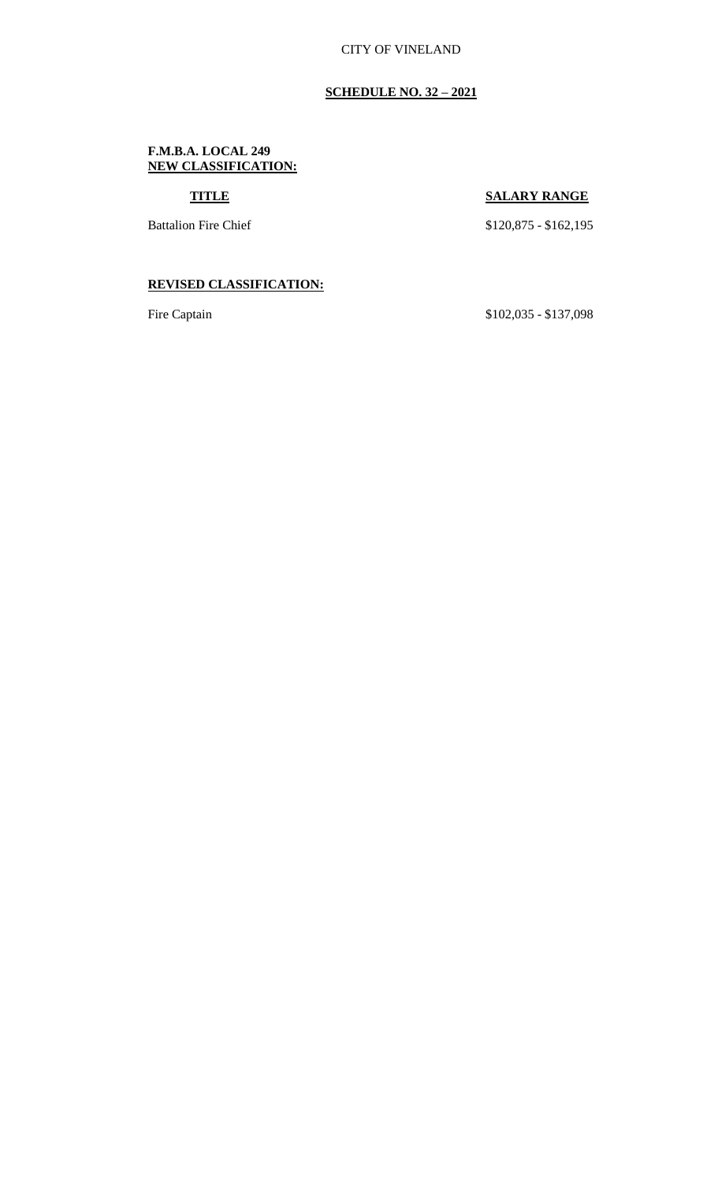CITY OF VINELAND

## SCHEDULE NO. 32 – 2021

**F.M.B.A. LOCAL 249**
**NEW CLASSIFICATION:**

| TITLE | SALARY RANGE |
| --- | --- |
| Battalion Fire Chief | $120,875 - $162,195 |

**REVISED CLASSIFICATION:**

| | |
| --- | --- |
| Fire Captain | $102,035 - $137,098 |